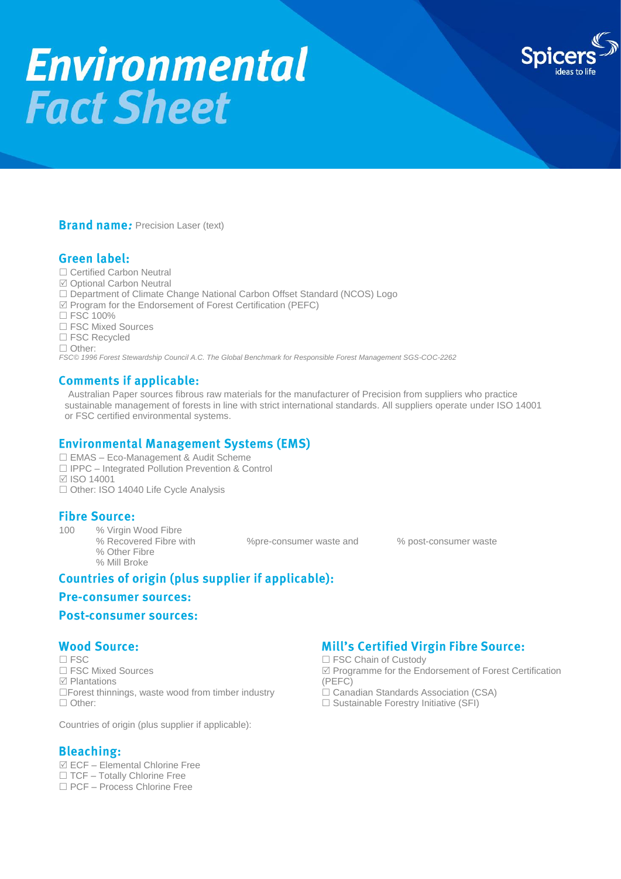# Environmental Fact Sheet

Spicers
ideas to life

**Brand name:** Precision Laser (text)

## Green label:

☐ Certified Carbon Neutral
☑ Optional Carbon Neutral
☐ Department of Climate Change National Carbon Offset Standard (NCOS) Logo
☑ Program for the Endorsement of Forest Certification (PEFC)
☐ FSC 100%
☐ FSC Mixed Sources
☐ FSC Recycled
☐ Other:

*FSC© 1996 Forest Stewardship Council A.C. The Global Benchmark for Responsible Forest Management SGS-COC-2262*

## Comments if applicable:

Australian Paper sources fibrous raw materials for the manufacturer of Precision from suppliers who practice sustainable management of forests in line with strict international standards. All suppliers operate under ISO 14001 or FSC certified environmental systems.

## Environmental Management Systems (EMS)

☐ EMAS – Eco-Management & Audit Scheme
☐ IPPC – Integrated Pollution Prevention & Control
☑ ISO 14001
☐ Other: ISO 14040 Life Cycle Analysis

## Fibre Source:

100 % Virgin Wood Fibre
% Recovered Fibre with %pre-consumer waste and % post-consumer waste
% Other Fibre
% Mill Broke

## Countries of origin (plus supplier if applicable):

## Pre-consumer sources:

## Post-consumer sources:

## Wood Source:

☐ FSC
☐ FSC Mixed Sources
☑ Plantations
☐Forest thinnings, waste wood from timber industry
☐ Other:

Countries of origin (plus supplier if applicable):

## Mill's Certified Virgin Fibre Source:

☐ FSC Chain of Custody
☑ Programme for the Endorsement of Forest Certification (PEFC)
☐ Canadian Standards Association (CSA)
☐ Sustainable Forestry Initiative (SFI)

## Bleaching:

☑ ECF – Elemental Chlorine Free
☐ TCF – Totally Chlorine Free
☐ PCF – Process Chlorine Free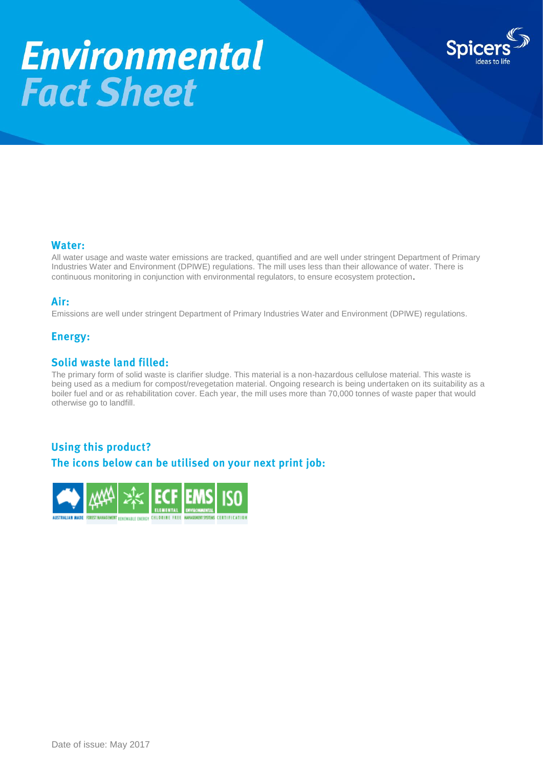# Environmental Fact Sheet

## Water:

All water usage and waste water emissions are tracked, quantified and are well under stringent Department of Primary Industries Water and Environment (DPIWE) regulations. The mill uses less than their allowance of water. There is continuous monitoring in conjunction with environmental regulators, to ensure ecosystem protection.

## Air:

Emissions are well under stringent Department of Primary Industries Water and Environment (DPIWE) regulations.

## Energy:

## Solid waste land filled:

The primary form of solid waste is clarifier sludge. This material is a non-hazardous cellulose material. This waste is being used as a medium for compost/revegetation material. Ongoing research is being undertaken on its suitability as a boiler fuel and or as rehabilitation cover. Each year, the mill uses more than 70,000 tonnes of waste paper that would otherwise go to landfill.

## Using this product?

## The icons below can be utilised on your next print job:

AUSTRALIAN MADE | FOREST MANAGEMENT | RENEWABLE ENERGY | ECF ELEMENTAL CHLORINE FREE | EMS ENVIRONMENTAL MANAGEMENT SYSTEMS | ISO CERTIFICATION

Date of issue: May 2017